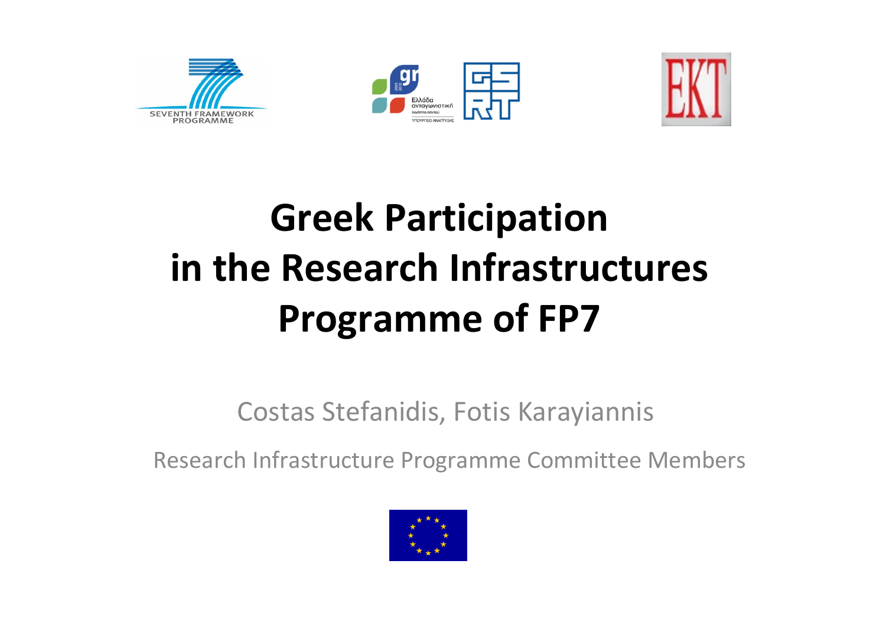# Greek Participation in the Research Infrastructures Programme of FP7

Costas Stefanidis, Fotis Karayiannis

Research Infrastructure Programme Committee Members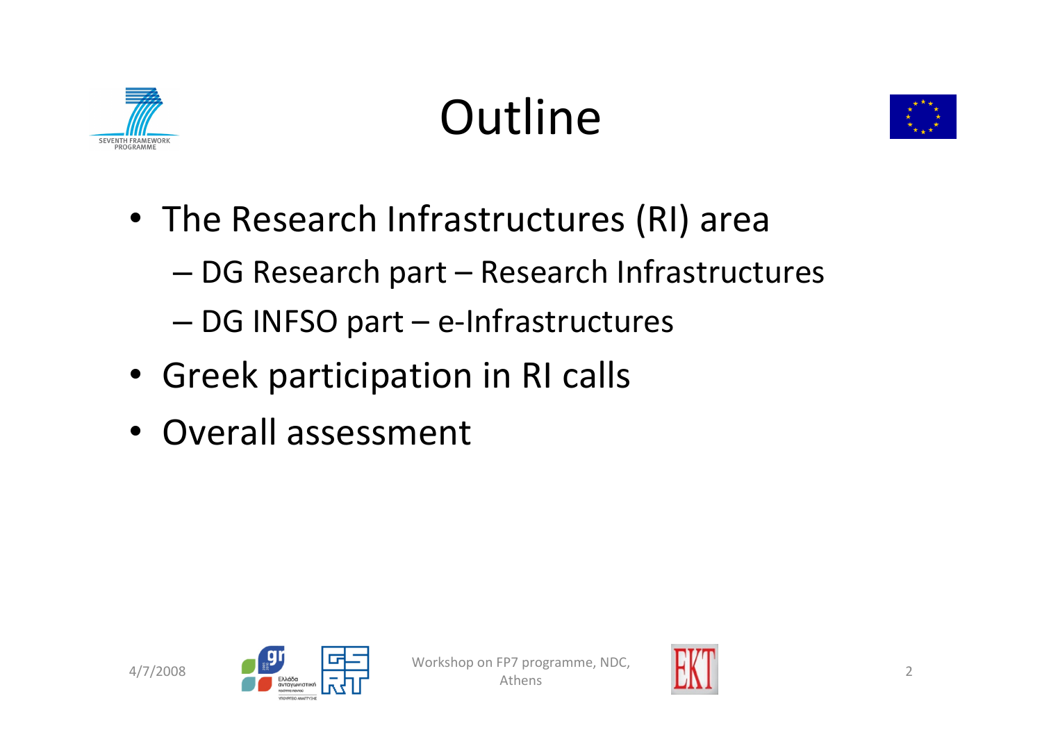# Outline

- The Research Infrastructures (RI) area
  - DG Research part – Research Infrastructures
  - DG INFSO part – e-Infrastructures
- Greek participation in RI calls
- Overall assessment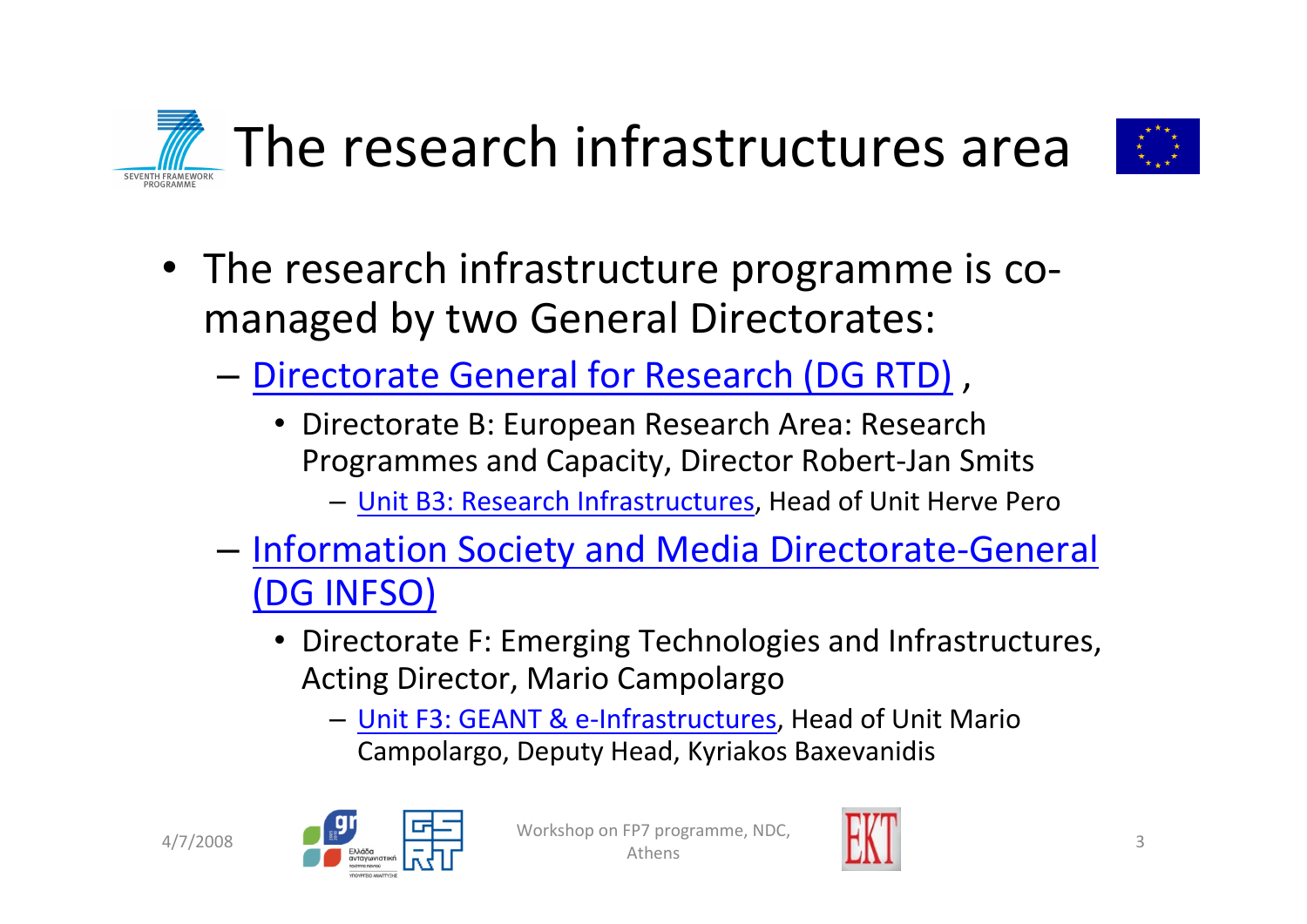# The research infrastructures area

- The research infrastructure programme is co-managed by two General Directorates:
  - Directorate General for Research (DG RTD) ,
    - Directorate B: European Research Area: Research Programmes and Capacity, Director Robert-Jan Smits
      - Unit B3: Research Infrastructures, Head of Unit Herve Pero
  - Information Society and Media Directorate-General (DG INFSO)
    - Directorate F: Emerging Technologies and Infrastructures, Acting Director, Mario Campolargo
      - Unit F3: GEANT & e-Infrastructures, Head of Unit Mario Campolargo, Deputy Head, Kyriakos Baxevanidis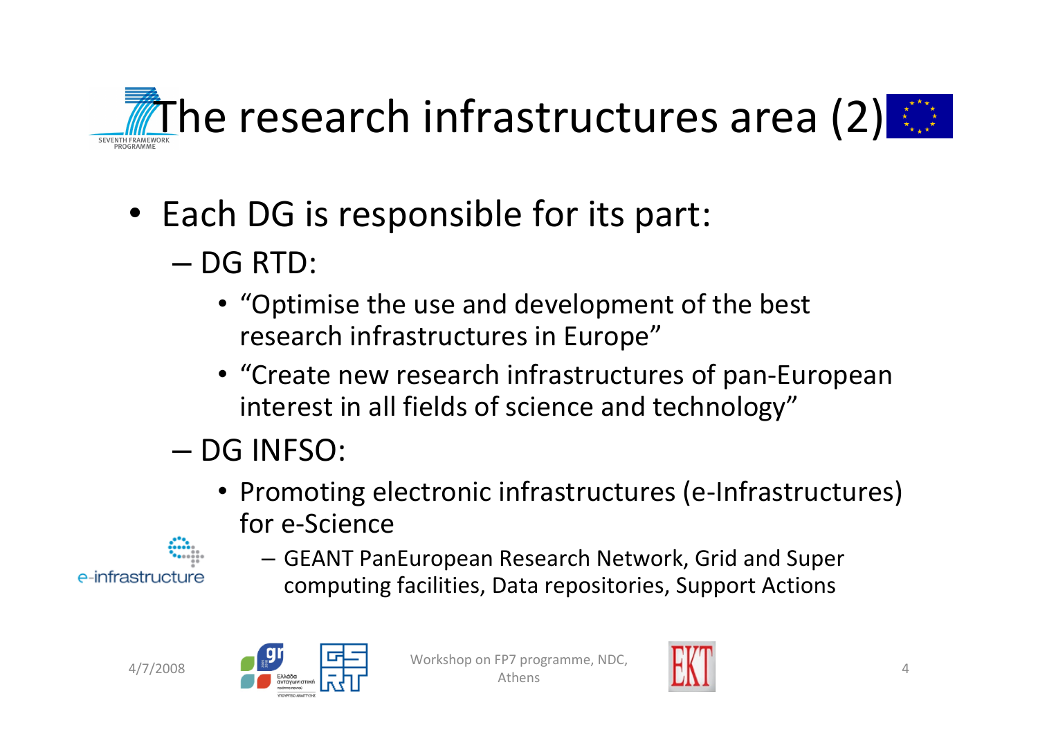# The research infrastructures area (2)

- Each DG is responsible for its part:
  - DG RTD:
    - "Optimise the use and development of the best research infrastructures in Europe"
    - "Create new research infrastructures of pan-European interest in all fields of science and technology"
  - DG INFSO:
    - Promoting electronic infrastructures (e-Infrastructures) for e-Science
      - GEANT PanEuropean Research Network, Grid and Super computing facilities, Data repositories, Support Actions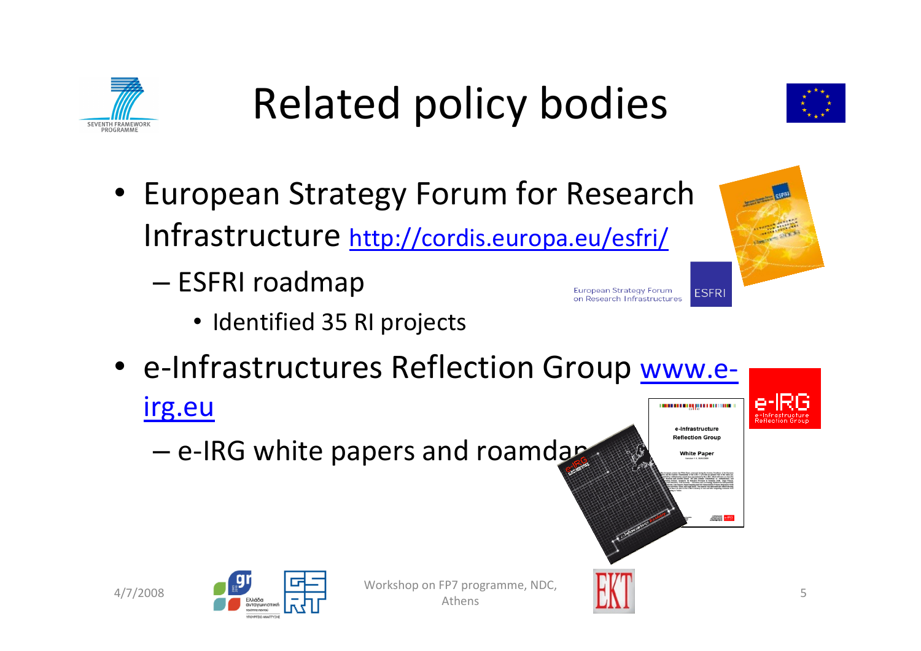# Related policy bodies

- European Strategy Forum for Research Infrastructure http://cordis.europa.eu/esfri/
  - ESFRI roadmap
    - Identified 35 RI projects
- e-Infrastructures Reflection Group www.e-irg.eu
  - e-IRG white papers and roamdap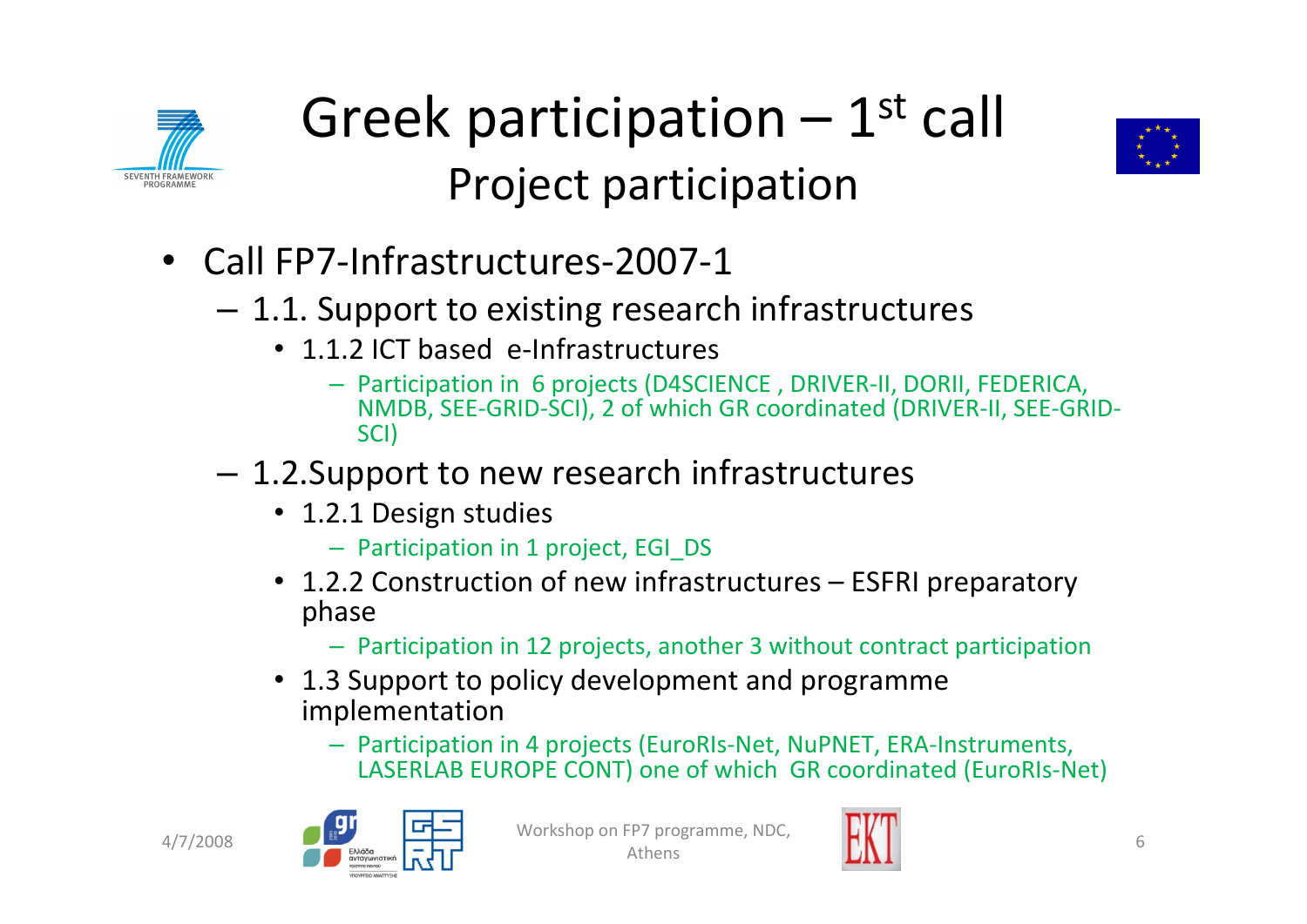# Greek participation – 1st call

## Project participation

- Call FP7-Infrastructures-2007-1
  - 1.1. Support to existing research infrastructures
    - 1.1.2 ICT based e-Infrastructures
      - Participation in 6 projects (D4SCIENCE , DRIVER-II, DORII, FEDERICA, NMDB, SEE-GRID-SCI), 2 of which GR coordinated (DRIVER-II, SEE-GRID-SCI)
  - 1.2.Support to new research infrastructures
    - 1.2.1 Design studies
      - Participation in 1 project, EGI_DS
    - 1.2.2 Construction of new infrastructures – ESFRI preparatory phase
      - Participation in 12 projects, another 3 without contract participation
    - 1.3 Support to policy development and programme implementation
      - Participation in 4 projects (EuroRIs-Net, NuPNET, ERA-Instruments, LASERLAB EUROPE CONT) one of which GR coordinated (EuroRIs-Net)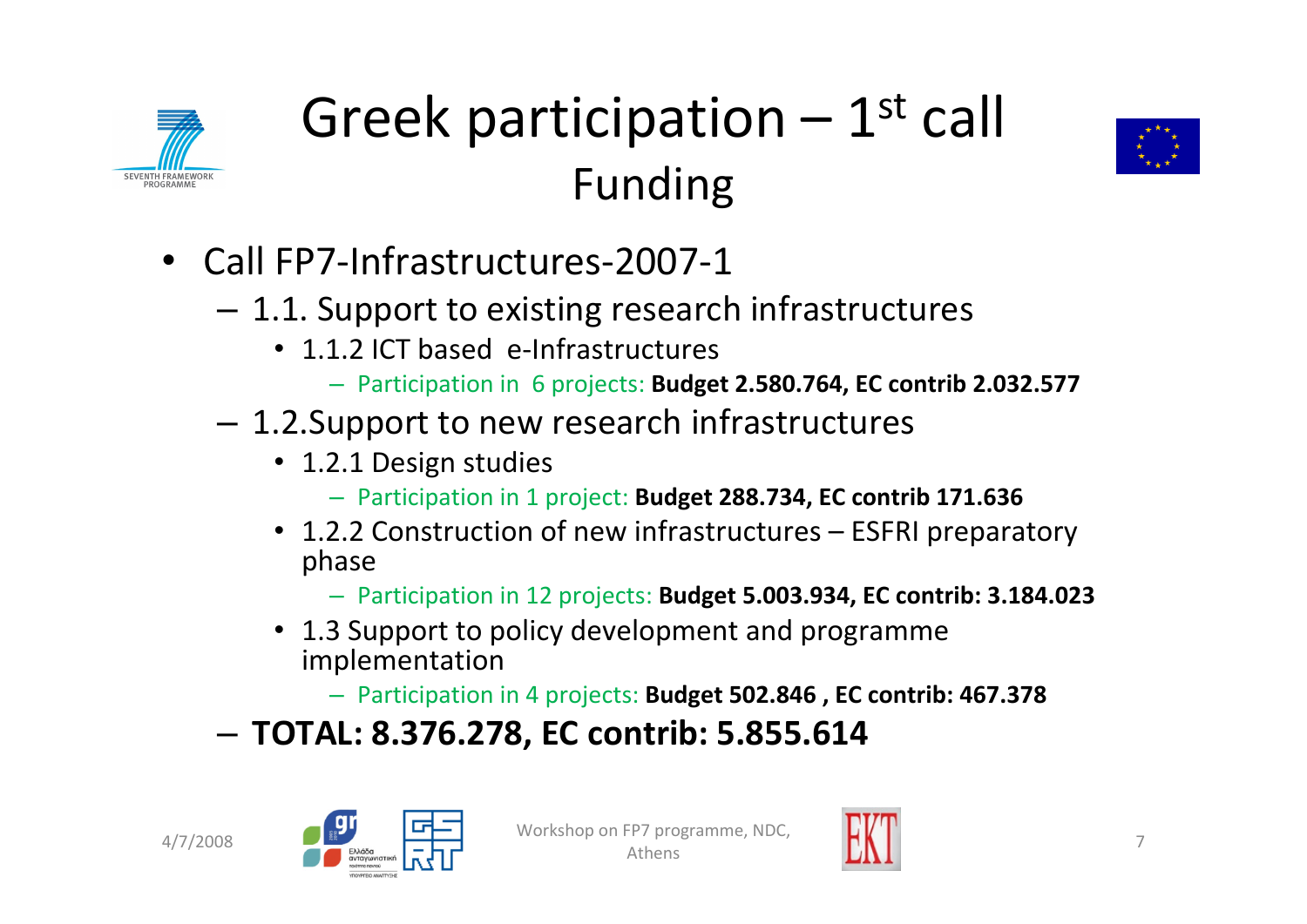# Greek participation – 1st call
## Funding

- Call FP7-Infrastructures-2007-1
  - 1.1. Support to existing research infrastructures
    - 1.1.2 ICT based e-Infrastructures
      - Participation in 6 projects: **Budget 2.580.764, EC contrib 2.032.577**
  - 1.2.Support to new research infrastructures
    - 1.2.1 Design studies
      - Participation in 1 project: **Budget 288.734, EC contrib 171.636**
    - 1.2.2 Construction of new infrastructures – ESFRI preparatory phase
      - Participation in 12 projects: **Budget 5.003.934, EC contrib: 3.184.023**
    - 1.3 Support to policy development and programme implementation
      - Participation in 4 projects: **Budget 502.846 , EC contrib: 467.378**
  - **TOTAL: 8.376.278, EC contrib: 5.855.614**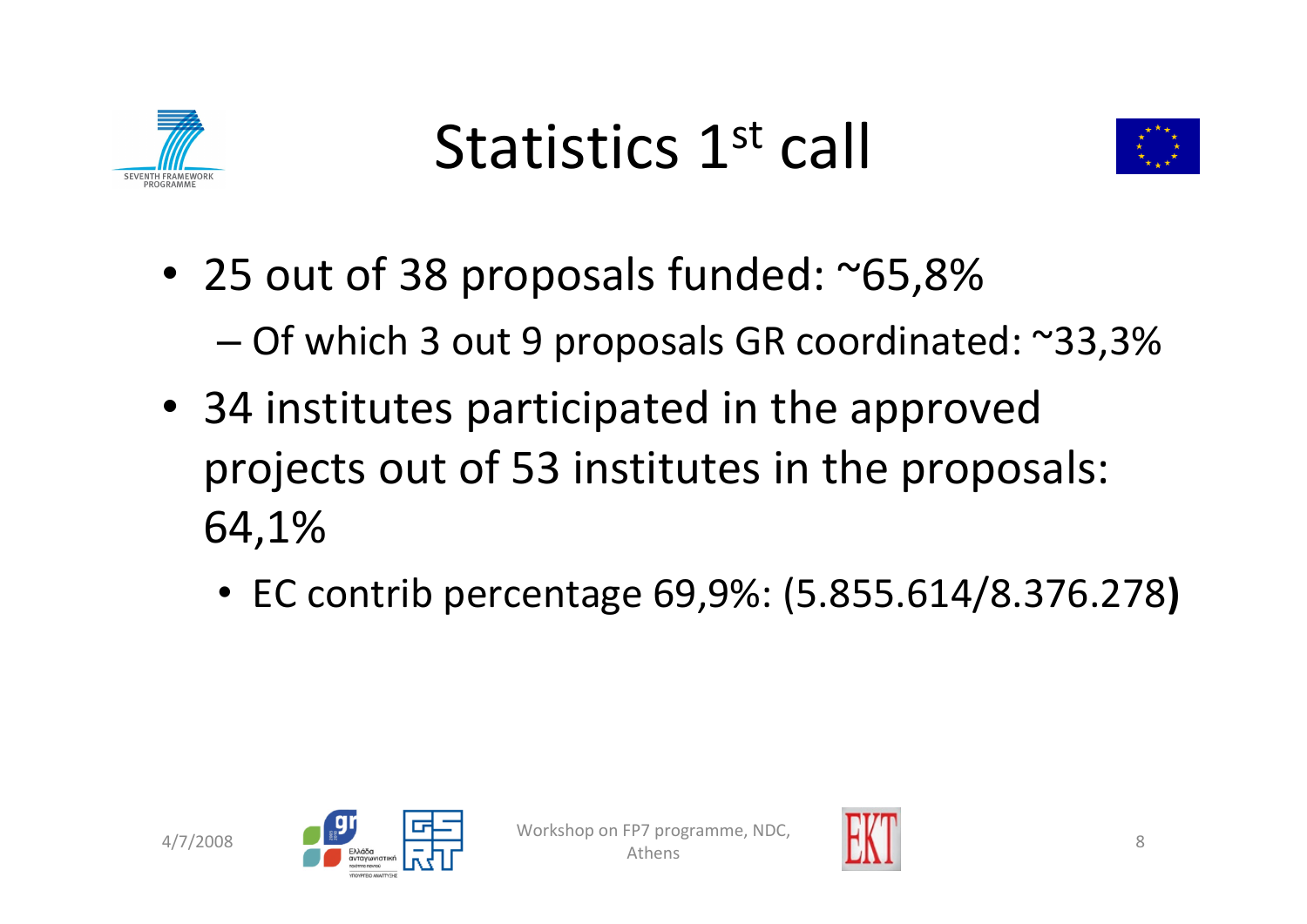# Statistics 1st call

- 25 out of 38 proposals funded: ~65,8%
  - Of which 3 out 9 proposals GR coordinated: ~33,3%
- 34 institutes participated in the approved projects out of 53 institutes in the proposals: 64,1%
  - EC contrib percentage 69,9%: (5.855.614/8.376.278**)**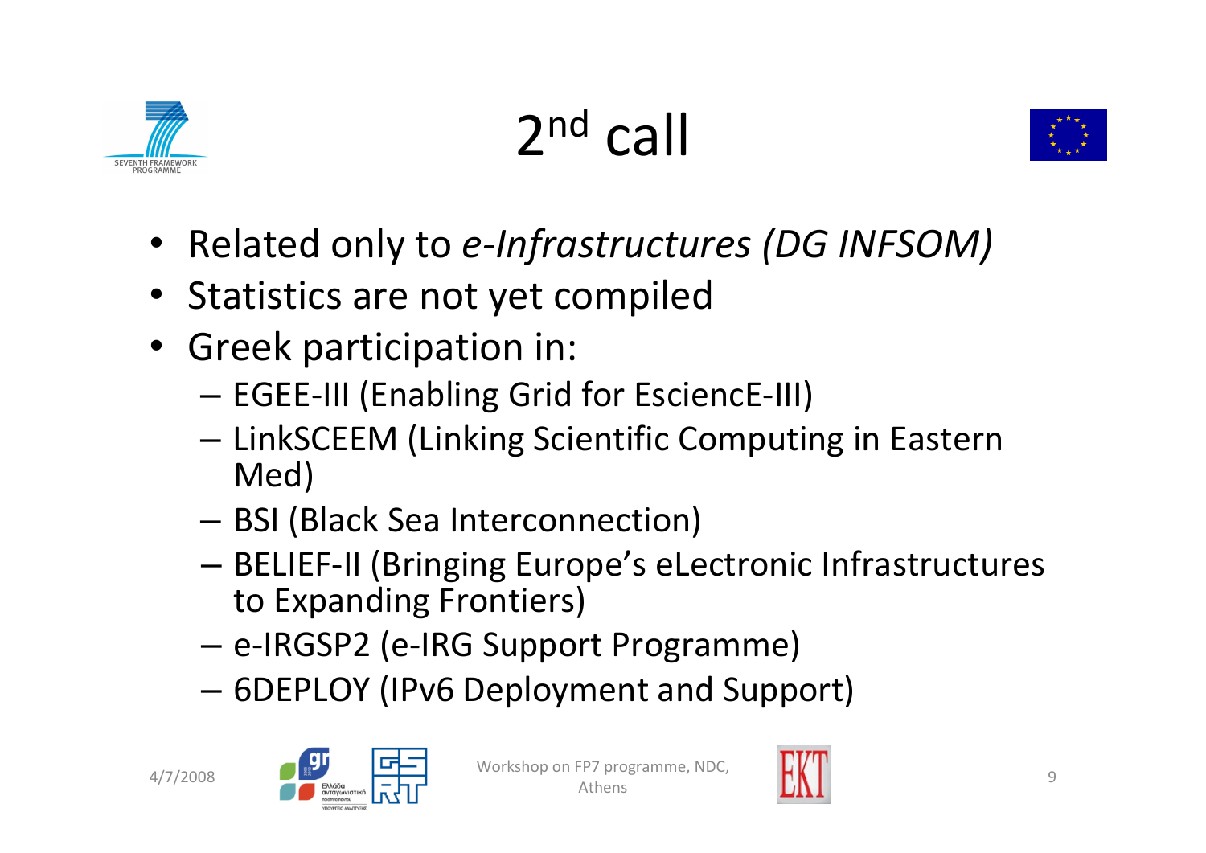# $2^{nd}$ call

- Related only to *e-Infrastructures (DG INFSOM)*
- Statistics are not yet compiled
- Greek participation in:
  - EGEE-III (Enabling Grid for EsciencE-III)
  - LinkSCEEM (Linking Scientific Computing in Eastern Med)
  - BSI (Black Sea Interconnection)
  - BELIEF-II (Bringing Europe's eLectronic Infrastructures to Expanding Frontiers)
  - e-IRGSP2 (e-IRG Support Programme)
  - 6DEPLOY (IPv6 Deployment and Support)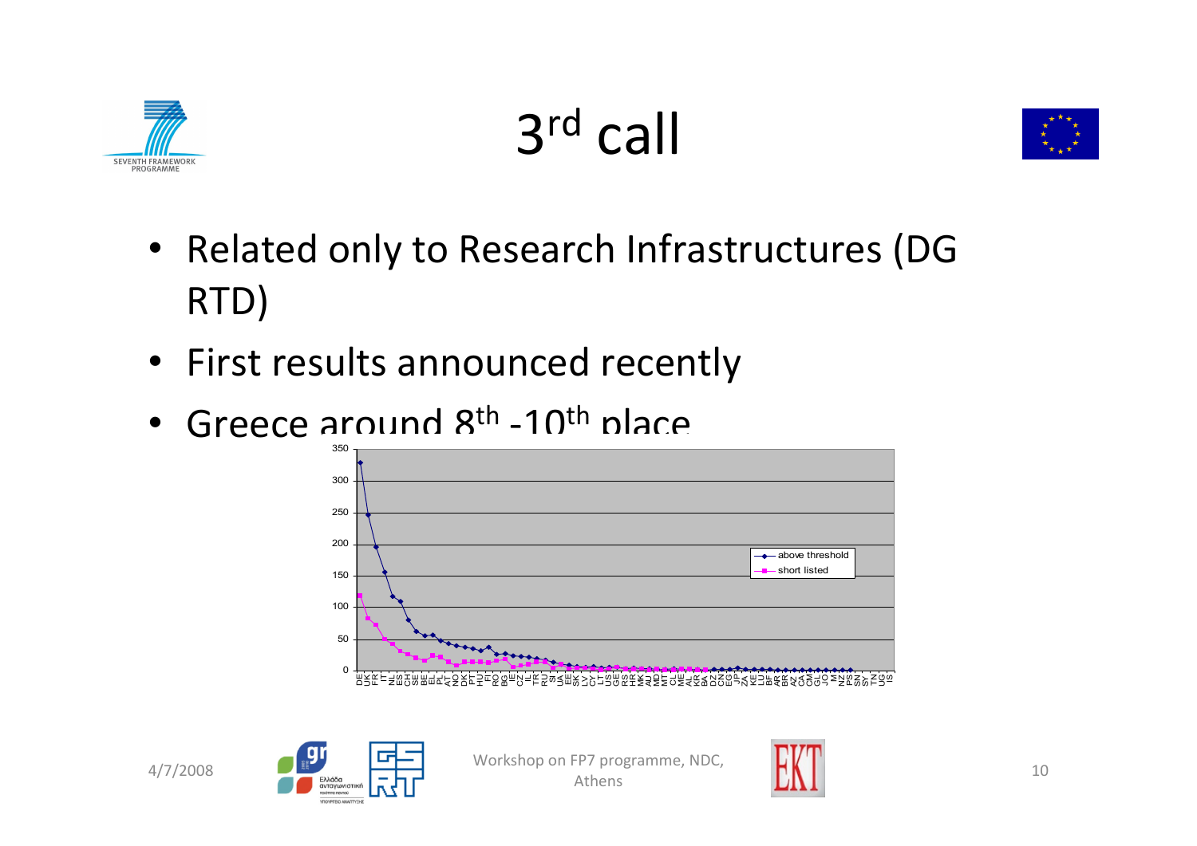# $3^{rd}$ call

- Related only to Research Infrastructures (DG RTD)
- First results announced recently
- Greece around $8^{th}$ -$10^{th}$ place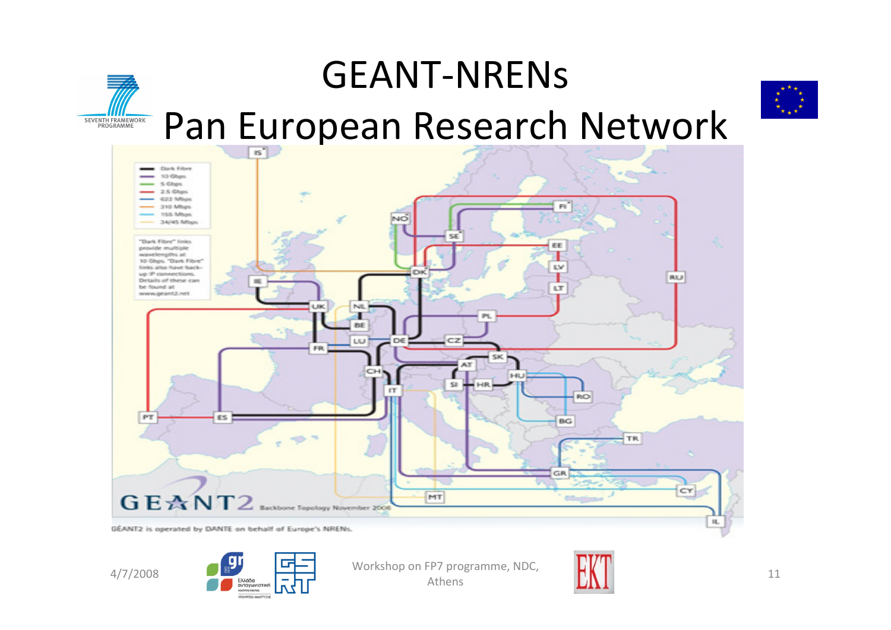# GEANT-NRENs
## Pan European Research Network

| Legend |
| --- |
| Dark Fibre |
| 10 Gbps |
| 5 Gbps |
| 2.5 Gbps |
| 622 Mbps |
| 310 Mbps |
| 155 Mbps |
| 34/45 Mbps |

"Dark Fibre" links provide multiple wavelengths at 10 Gbps. "Dark Fibre" links also have back-up IP connections. Details of these can be found at www.geant2.net

IS, NO, SE, FI, EE, LV, LT, RU, DK, IE, UK, NL, BE, PL, LU, DE, CZ, FR, SK, AT, CH, HU, SI, HR, RO, IT, BG, PT, ES, TR, GR, CY, MT, IL

GÉANT2 Backbone Topology November 2006

GÉANT2 is operated by DANTE on behalf of Europe's NRENs.

4/7/2008

Workshop on FP7 programme, NDC, Athens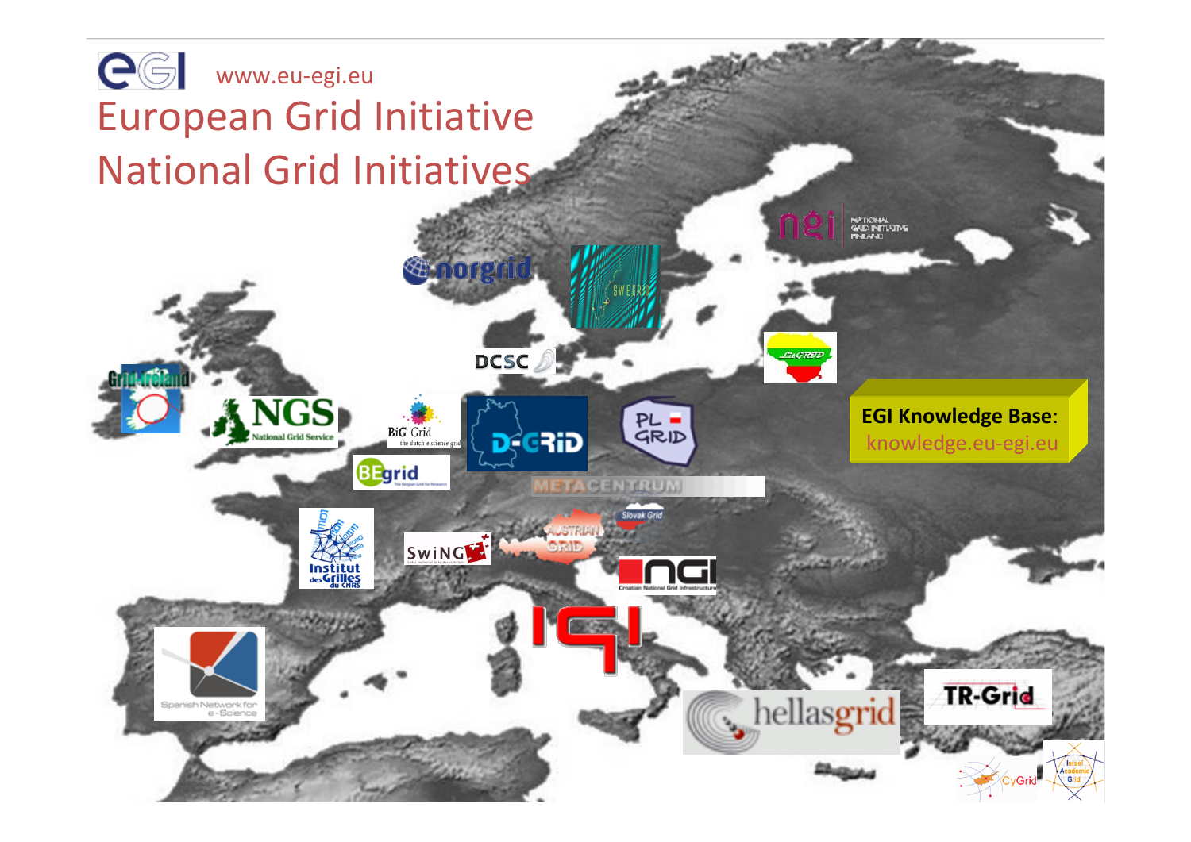www.eu-egi.eu

# European Grid Initiative

# National Grid Initiatives

**EGI Knowledge Base**: knowledge.eu-egi.eu